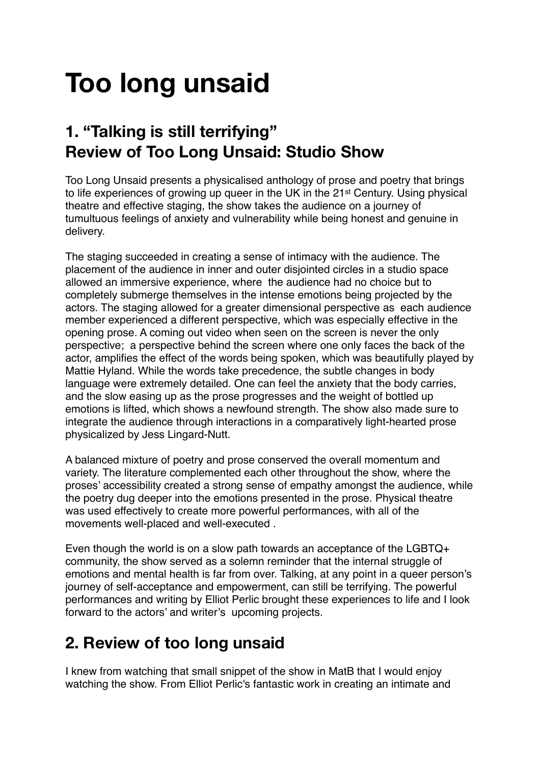# Too long unsaid

## 1. "Talking is still terrifying"
## Review of Too Long Unsaid: Studio Show

Too Long Unsaid presents a physicalised anthology of prose and poetry that brings to life experiences of growing up queer in the UK in the 21st Century. Using physical theatre and effective staging, the show takes the audience on a journey of tumultuous feelings of anxiety and vulnerability while being honest and genuine in delivery.

The staging succeeded in creating a sense of intimacy with the audience. The placement of the audience in inner and outer disjointed circles in a studio space allowed an immersive experience, where the audience had no choice but to completely submerge themselves in the intense emotions being projected by the actors. The staging allowed for a greater dimensional perspective as each audience member experienced a different perspective, which was especially effective in the opening prose. A coming out video when seen on the screen is never the only perspective; a perspective behind the screen where one only faces the back of the actor, amplifies the effect of the words being spoken, which was beautifully played by Mattie Hyland. While the words take precedence, the subtle changes in body language were extremely detailed. One can feel the anxiety that the body carries, and the slow easing up as the prose progresses and the weight of bottled up emotions is lifted, which shows a newfound strength. The show also made sure to integrate the audience through interactions in a comparatively light-hearted prose physicalized by Jess Lingard-Nutt.

A balanced mixture of poetry and prose conserved the overall momentum and variety. The literature complemented each other throughout the show, where the proses' accessibility created a strong sense of empathy amongst the audience, while the poetry dug deeper into the emotions presented in the prose. Physical theatre was used effectively to create more powerful performances, with all of the movements well-placed and well-executed .

Even though the world is on a slow path towards an acceptance of the LGBTQ+ community, the show served as a solemn reminder that the internal struggle of emotions and mental health is far from over. Talking, at any point in a queer person's journey of self-acceptance and empowerment, can still be terrifying. The powerful performances and writing by Elliot Perlic brought these experiences to life and I look forward to the actors' and writer's upcoming projects.

## 2. Review of too long unsaid

I knew from watching that small snippet of the show in MatB that I would enjoy watching the show. From Elliot Perlic's fantastic work in creating an intimate and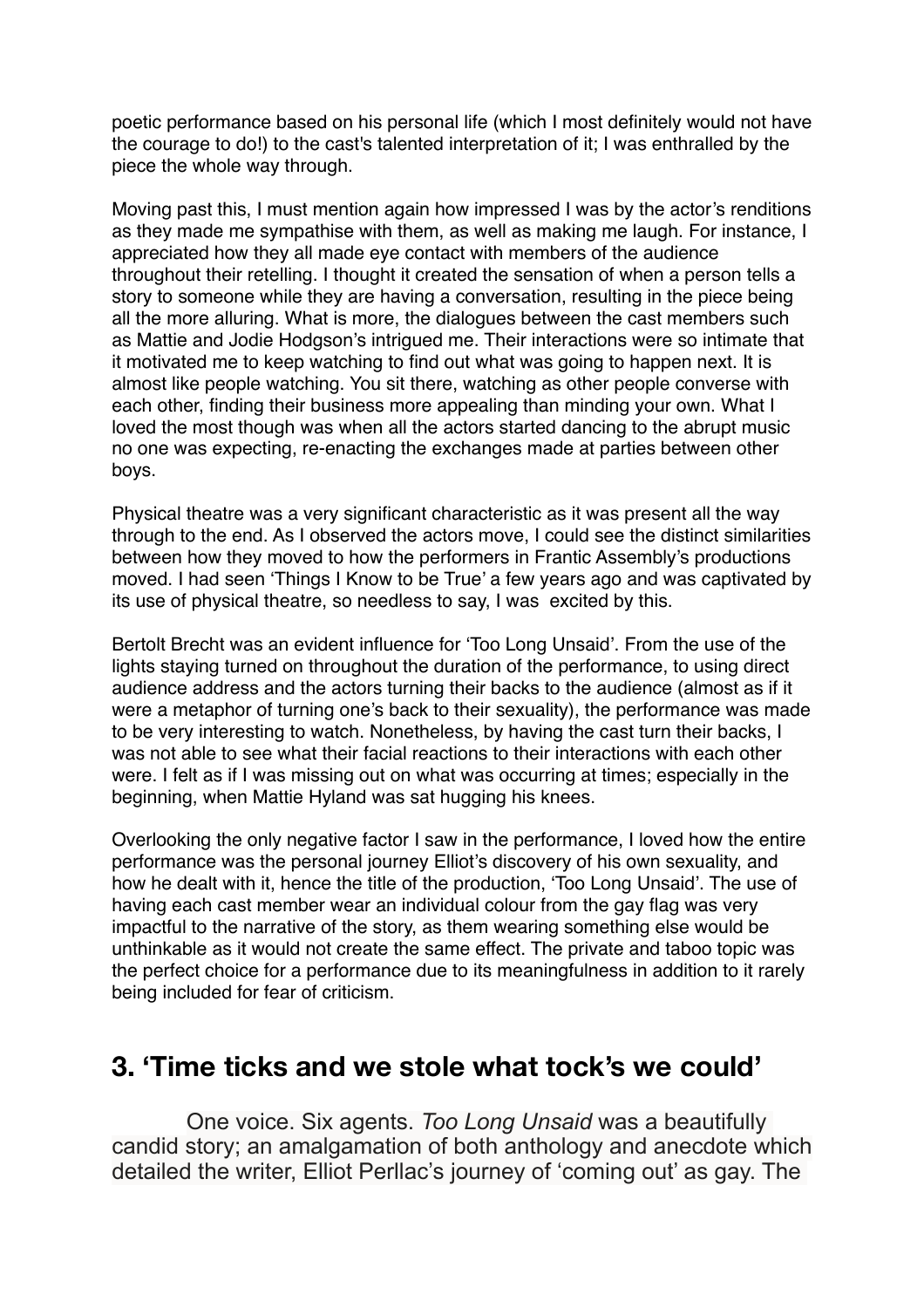poetic performance based on his personal life (which I most definitely would not have the courage to do!) to the cast's talented interpretation of it; I was enthralled by the piece the whole way through.

Moving past this, I must mention again how impressed I was by the actor's renditions as they made me sympathise with them, as well as making me laugh. For instance, I appreciated how they all made eye contact with members of the audience throughout their retelling. I thought it created the sensation of when a person tells a story to someone while they are having a conversation, resulting in the piece being all the more alluring. What is more, the dialogues between the cast members such as Mattie and Jodie Hodgson's intrigued me. Their interactions were so intimate that it motivated me to keep watching to find out what was going to happen next. It is almost like people watching. You sit there, watching as other people converse with each other, finding their business more appealing than minding your own. What I loved the most though was when all the actors started dancing to the abrupt music no one was expecting, re-enacting the exchanges made at parties between other boys.

Physical theatre was a very significant characteristic as it was present all the way through to the end. As I observed the actors move, I could see the distinct similarities between how they moved to how the performers in Frantic Assembly's productions moved. I had seen 'Things I Know to be True' a few years ago and was captivated by its use of physical theatre, so needless to say, I was excited by this.

Bertolt Brecht was an evident influence for 'Too Long Unsaid'. From the use of the lights staying turned on throughout the duration of the performance, to using direct audience address and the actors turning their backs to the audience (almost as if it were a metaphor of turning one's back to their sexuality), the performance was made to be very interesting to watch. Nonetheless, by having the cast turn their backs, I was not able to see what their facial reactions to their interactions with each other were. I felt as if I was missing out on what was occurring at times; especially in the beginning, when Mattie Hyland was sat hugging his knees.

Overlooking the only negative factor I saw in the performance, I loved how the entire performance was the personal journey Elliot's discovery of his own sexuality, and how he dealt with it, hence the title of the production, 'Too Long Unsaid'. The use of having each cast member wear an individual colour from the gay flag was very impactful to the narrative of the story, as them wearing something else would be unthinkable as it would not create the same effect. The private and taboo topic was the perfect choice for a performance due to its meaningfulness in addition to it rarely being included for fear of criticism.

## 3. 'Time ticks and we stole what tock's we could'

One voice. Six agents. *Too Long Unsaid* was a beautifully candid story; an amalgamation of both anthology and anecdote which detailed the writer, Elliot Perllac's journey of 'coming out' as gay. The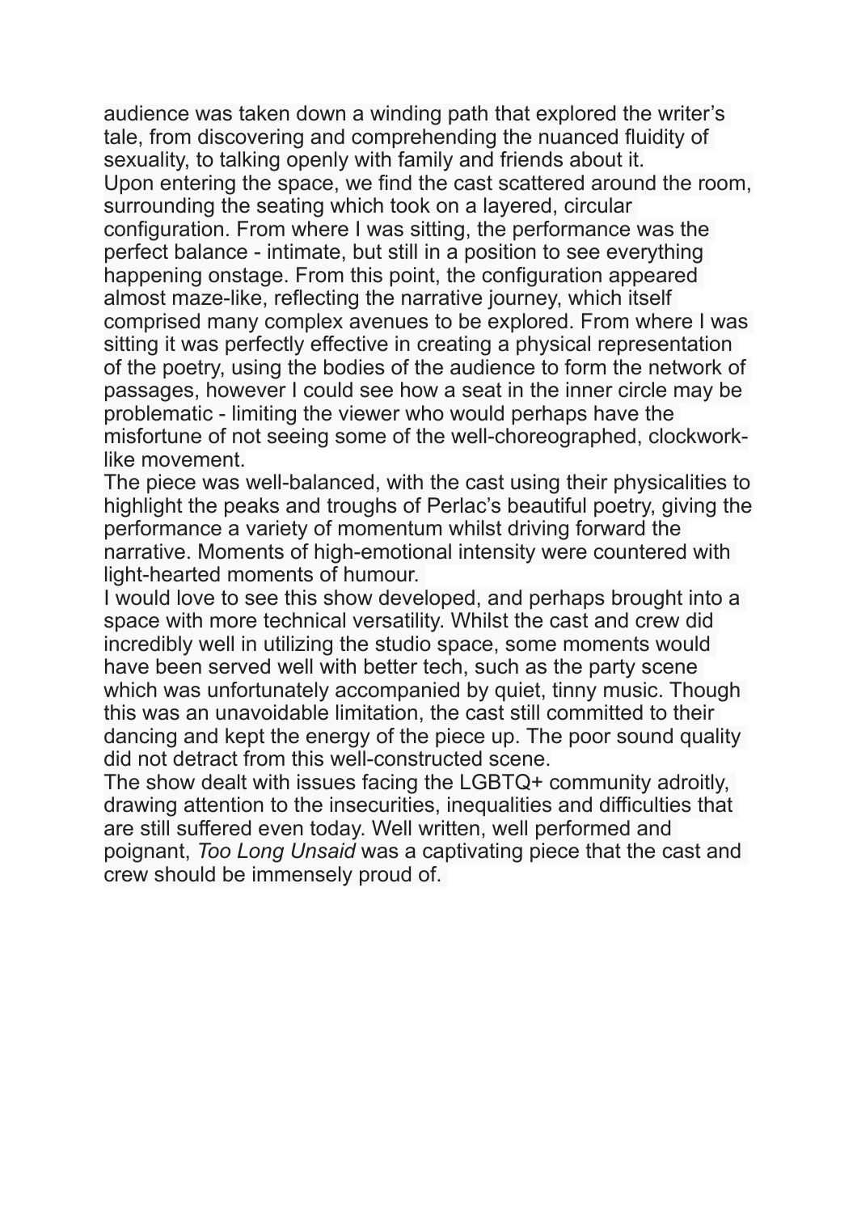audience was taken down a winding path that explored the writer's tale, from discovering and comprehending the nuanced fluidity of sexuality, to talking openly with family and friends about it.

Upon entering the space, we find the cast scattered around the room, surrounding the seating which took on a layered, circular configuration. From where I was sitting, the performance was the perfect balance - intimate, but still in a position to see everything happening onstage. From this point, the configuration appeared almost maze-like, reflecting the narrative journey, which itself comprised many complex avenues to be explored. From where I was sitting it was perfectly effective in creating a physical representation of the poetry, using the bodies of the audience to form the network of passages, however I could see how a seat in the inner circle may be problematic - limiting the viewer who would perhaps have the misfortune of not seeing some of the well-choreographed, clockwork-like movement.

The piece was well-balanced, with the cast using their physicalities to highlight the peaks and troughs of Perlac's beautiful poetry, giving the performance a variety of momentum whilst driving forward the narrative. Moments of high-emotional intensity were countered with light-hearted moments of humour.

I would love to see this show developed, and perhaps brought into a space with more technical versatility. Whilst the cast and crew did incredibly well in utilizing the studio space, some moments would have been served well with better tech, such as the party scene which was unfortunately accompanied by quiet, tinny music. Though this was an unavoidable limitation, the cast still committed to their dancing and kept the energy of the piece up. The poor sound quality did not detract from this well-constructed scene.

The show dealt with issues facing the LGBTQ+ community adroitly, drawing attention to the insecurities, inequalities and difficulties that are still suffered even today. Well written, well performed and poignant, *Too Long Unsaid* was a captivating piece that the cast and crew should be immensely proud of.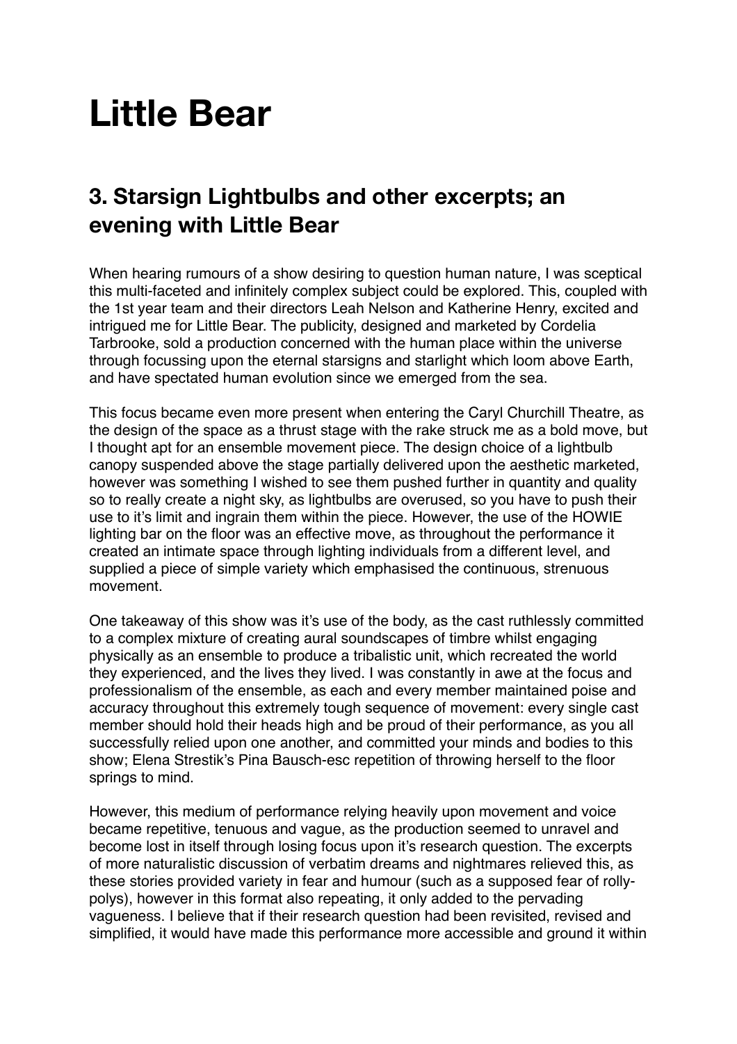# Little Bear

## 3. Starsign Lightbulbs and other excerpts; an evening with Little Bear

When hearing rumours of a show desiring to question human nature, I was sceptical this multi-faceted and infinitely complex subject could be explored. This, coupled with the 1st year team and their directors Leah Nelson and Katherine Henry, excited and intrigued me for Little Bear. The publicity, designed and marketed by Cordelia Tarbrooke, sold a production concerned with the human place within the universe through focussing upon the eternal starsigns and starlight which loom above Earth, and have spectated human evolution since we emerged from the sea.

This focus became even more present when entering the Caryl Churchill Theatre, as the design of the space as a thrust stage with the rake struck me as a bold move, but I thought apt for an ensemble movement piece. The design choice of a lightbulb canopy suspended above the stage partially delivered upon the aesthetic marketed, however was something I wished to see them pushed further in quantity and quality so to really create a night sky, as lightbulbs are overused, so you have to push their use to it's limit and ingrain them within the piece. However, the use of the HOWIE lighting bar on the floor was an effective move, as throughout the performance it created an intimate space through lighting individuals from a different level, and supplied a piece of simple variety which emphasised the continuous, strenuous movement.

One takeaway of this show was it's use of the body, as the cast ruthlessly committed to a complex mixture of creating aural soundscapes of timbre whilst engaging physically as an ensemble to produce a tribalistic unit, which recreated the world they experienced, and the lives they lived. I was constantly in awe at the focus and professionalism of the ensemble, as each and every member maintained poise and accuracy throughout this extremely tough sequence of movement: every single cast member should hold their heads high and be proud of their performance, as you all successfully relied upon one another, and committed your minds and bodies to this show; Elena Strestik's Pina Bausch-esc repetition of throwing herself to the floor springs to mind.

However, this medium of performance relying heavily upon movement and voice became repetitive, tenuous and vague, as the production seemed to unravel and become lost in itself through losing focus upon it's research question. The excerpts of more naturalistic discussion of verbatim dreams and nightmares relieved this, as these stories provided variety in fear and humour (such as a supposed fear of rolly-polys), however in this format also repeating, it only added to the pervading vagueness. I believe that if their research question had been revisited, revised and simplified, it would have made this performance more accessible and ground it within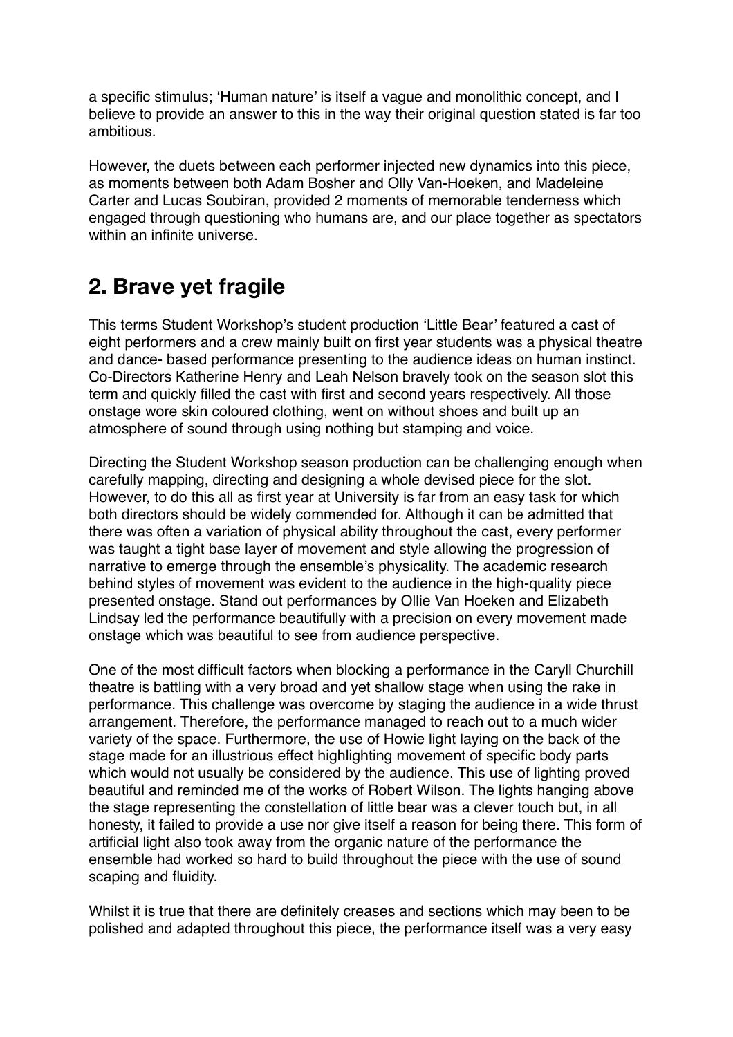a specific stimulus; 'Human nature' is itself a vague and monolithic concept, and I believe to provide an answer to this in the way their original question stated is far too ambitious.

However, the duets between each performer injected new dynamics into this piece, as moments between both Adam Bosher and Olly Van-Hoeken, and Madeleine Carter and Lucas Soubiran, provided 2 moments of memorable tenderness which engaged through questioning who humans are, and our place together as spectators within an infinite universe.

## 2. Brave yet fragile

This terms Student Workshop's student production 'Little Bear' featured a cast of eight performers and a crew mainly built on first year students was a physical theatre and dance- based performance presenting to the audience ideas on human instinct. Co-Directors Katherine Henry and Leah Nelson bravely took on the season slot this term and quickly filled the cast with first and second years respectively. All those onstage wore skin coloured clothing, went on without shoes and built up an atmosphere of sound through using nothing but stamping and voice.

Directing the Student Workshop season production can be challenging enough when carefully mapping, directing and designing a whole devised piece for the slot. However, to do this all as first year at University is far from an easy task for which both directors should be widely commended for. Although it can be admitted that there was often a variation of physical ability throughout the cast, every performer was taught a tight base layer of movement and style allowing the progression of narrative to emerge through the ensemble's physicality. The academic research behind styles of movement was evident to the audience in the high-quality piece presented onstage. Stand out performances by Ollie Van Hoeken and Elizabeth Lindsay led the performance beautifully with a precision on every movement made onstage which was beautiful to see from audience perspective.

One of the most difficult factors when blocking a performance in the Caryll Churchill theatre is battling with a very broad and yet shallow stage when using the rake in performance. This challenge was overcome by staging the audience in a wide thrust arrangement. Therefore, the performance managed to reach out to a much wider variety of the space. Furthermore, the use of Howie light laying on the back of the stage made for an illustrious effect highlighting movement of specific body parts which would not usually be considered by the audience. This use of lighting proved beautiful and reminded me of the works of Robert Wilson. The lights hanging above the stage representing the constellation of little bear was a clever touch but, in all honesty, it failed to provide a use nor give itself a reason for being there. This form of artificial light also took away from the organic nature of the performance the ensemble had worked so hard to build throughout the piece with the use of sound scaping and fluidity.

Whilst it is true that there are definitely creases and sections which may been to be polished and adapted throughout this piece, the performance itself was a very easy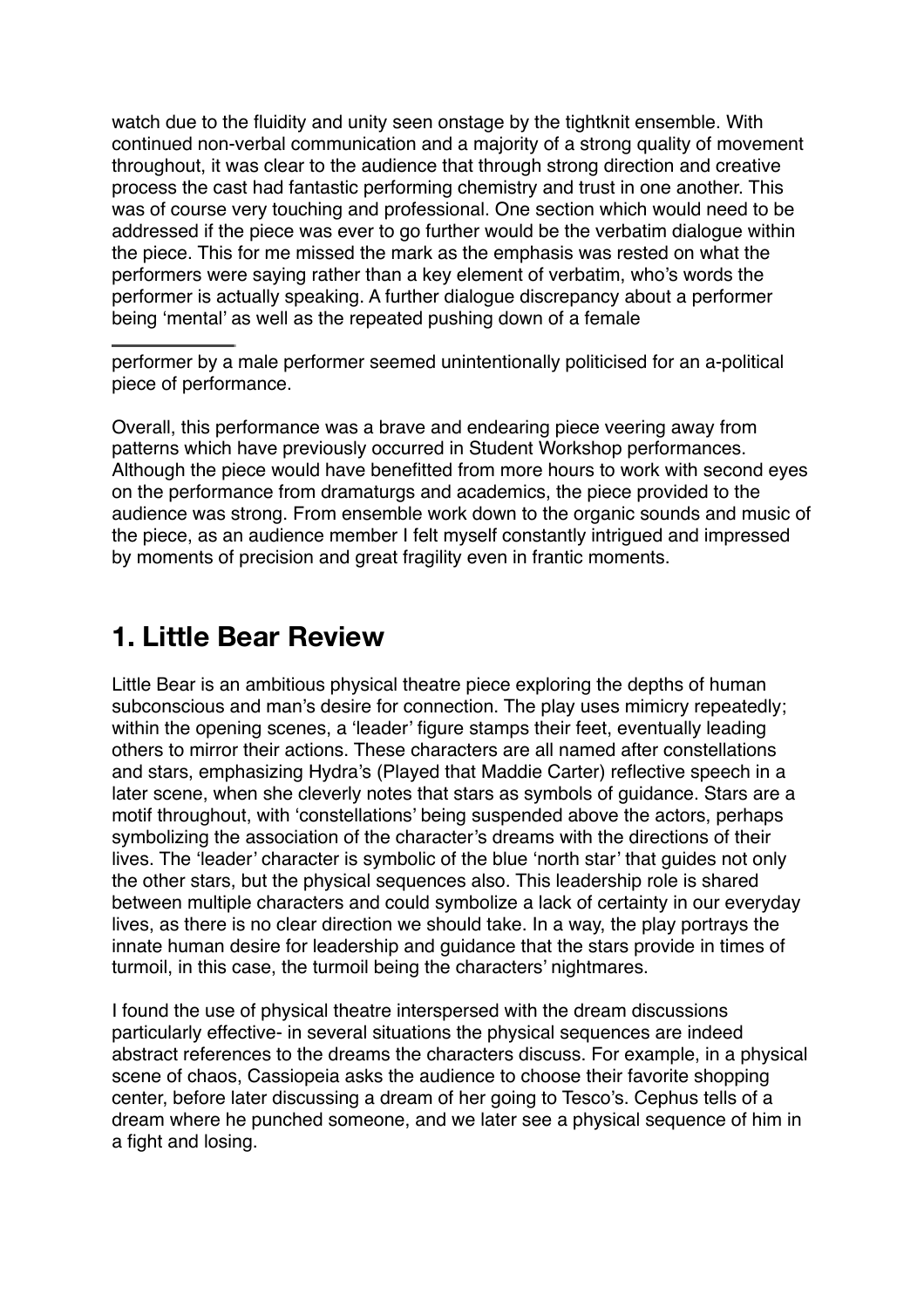watch due to the fluidity and unity seen onstage by the tightknit ensemble. With continued non-verbal communication and a majority of a strong quality of movement throughout, it was clear to the audience that through strong direction and creative process the cast had fantastic performing chemistry and trust in one another. This was of course very touching and professional. One section which would need to be addressed if the piece was ever to go further would be the verbatim dialogue within the piece. This for me missed the mark as the emphasis was rested on what the performers were saying rather than a key element of verbatim, who's words the performer is actually speaking. A further dialogue discrepancy about a performer being 'mental' as well as the repeated pushing down of a female performer by a male performer seemed unintentionally politicised for an a-political piece of performance.

Overall, this performance was a brave and endearing piece veering away from patterns which have previously occurred in Student Workshop performances. Although the piece would have benefitted from more hours to work with second eyes on the performance from dramaturgs and academics, the piece provided to the audience was strong. From ensemble work down to the organic sounds and music of the piece, as an audience member I felt myself constantly intrigued and impressed by moments of precision and great fragility even in frantic moments.

## 1. Little Bear Review

Little Bear is an ambitious physical theatre piece exploring the depths of human subconscious and man's desire for connection. The play uses mimicry repeatedly; within the opening scenes, a 'leader' figure stamps their feet, eventually leading others to mirror their actions. These characters are all named after constellations and stars, emphasizing Hydra's (Played that Maddie Carter) reflective speech in a later scene, when she cleverly notes that stars as symbols of guidance. Stars are a motif throughout, with 'constellations' being suspended above the actors, perhaps symbolizing the association of the character's dreams with the directions of their lives. The 'leader' character is symbolic of the blue 'north star' that guides not only the other stars, but the physical sequences also. This leadership role is shared between multiple characters and could symbolize a lack of certainty in our everyday lives, as there is no clear direction we should take. In a way, the play portrays the innate human desire for leadership and guidance that the stars provide in times of turmoil, in this case, the turmoil being the characters' nightmares.

I found the use of physical theatre interspersed with the dream discussions particularly effective- in several situations the physical sequences are indeed abstract references to the dreams the characters discuss. For example, in a physical scene of chaos, Cassiopeia asks the audience to choose their favorite shopping center, before later discussing a dream of her going to Tesco's. Cephus tells of a dream where he punched someone, and we later see a physical sequence of him in a fight and losing.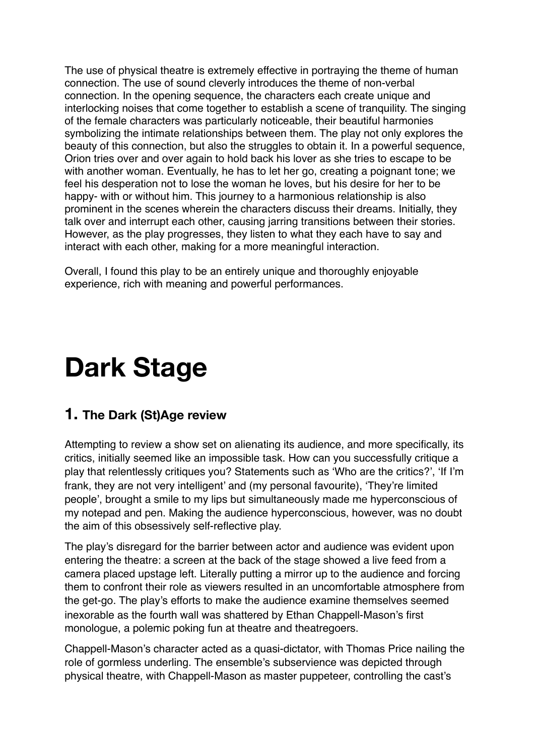The use of physical theatre is extremely effective in portraying the theme of human connection. The use of sound cleverly introduces the theme of non-verbal connection. In the opening sequence, the characters each create unique and interlocking noises that come together to establish a scene of tranquility. The singing of the female characters was particularly noticeable, their beautiful harmonies symbolizing the intimate relationships between them. The play not only explores the beauty of this connection, but also the struggles to obtain it. In a powerful sequence, Orion tries over and over again to hold back his lover as she tries to escape to be with another woman. Eventually, he has to let her go, creating a poignant tone; we feel his desperation not to lose the woman he loves, but his desire for her to be happy- with or without him. This journey to a harmonious relationship is also prominent in the scenes wherein the characters discuss their dreams. Initially, they talk over and interrupt each other, causing jarring transitions between their stories. However, as the play progresses, they listen to what they each have to say and interact with each other, making for a more meaningful interaction.

Overall, I found this play to be an entirely unique and thoroughly enjoyable experience, rich with meaning and powerful performances.

# Dark Stage

## 1. The Dark (St)Age review

Attempting to review a show set on alienating its audience, and more specifically, its critics, initially seemed like an impossible task. How can you successfully critique a play that relentlessly critiques you? Statements such as 'Who are the critics?', 'If I'm frank, they are not very intelligent' and (my personal favourite), 'They're limited people', brought a smile to my lips but simultaneously made me hyperconscious of my notepad and pen. Making the audience hyperconscious, however, was no doubt the aim of this obsessively self-reflective play.

The play's disregard for the barrier between actor and audience was evident upon entering the theatre: a screen at the back of the stage showed a live feed from a camera placed upstage left. Literally putting a mirror up to the audience and forcing them to confront their role as viewers resulted in an uncomfortable atmosphere from the get-go. The play's efforts to make the audience examine themselves seemed inexorable as the fourth wall was shattered by Ethan Chappell-Mason's first monologue, a polemic poking fun at theatre and theatregoers.

Chappell-Mason's character acted as a quasi-dictator, with Thomas Price nailing the role of gormless underling. The ensemble's subservience was depicted through physical theatre, with Chappell-Mason as master puppeteer, controlling the cast's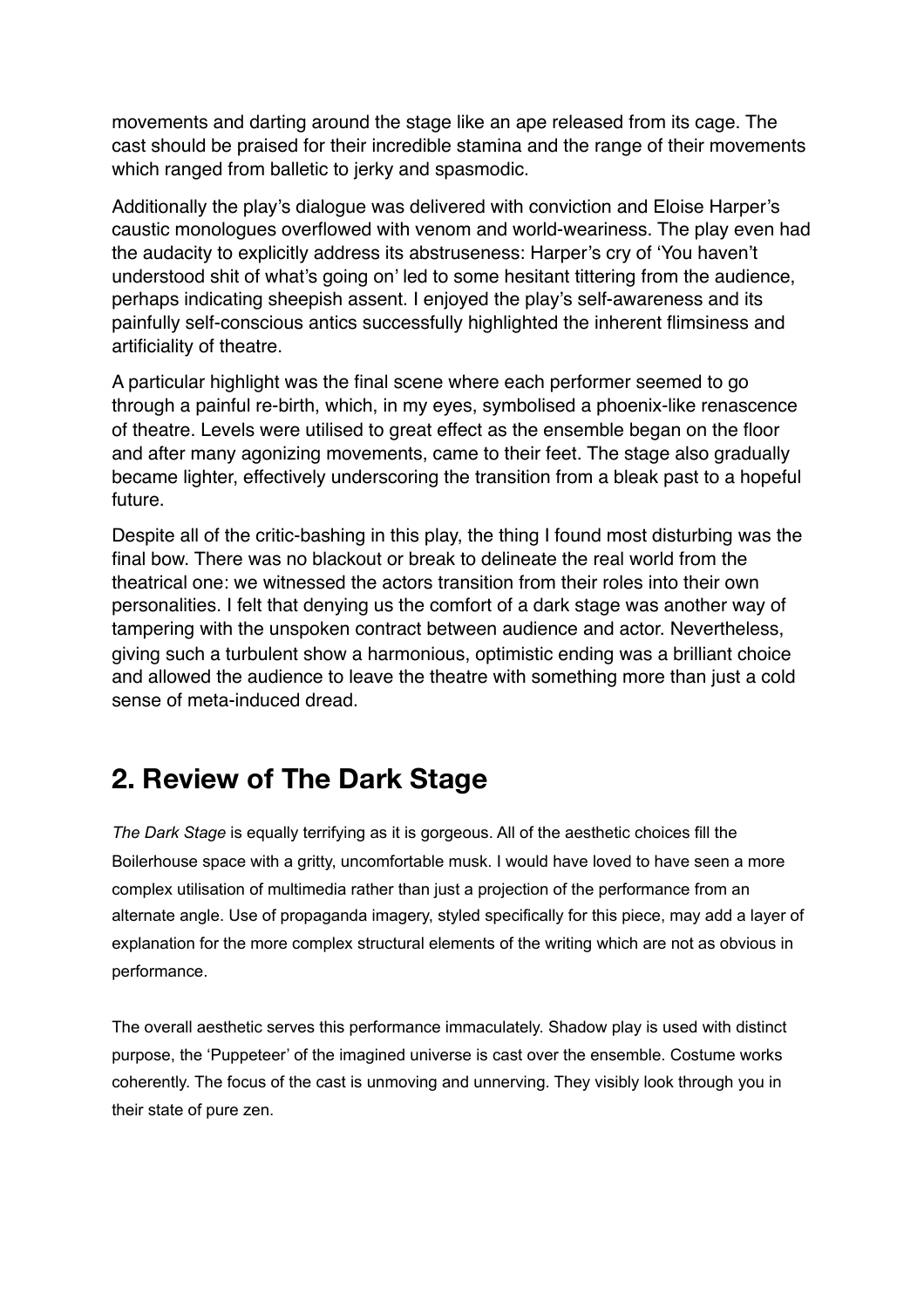movements and darting around the stage like an ape released from its cage. The cast should be praised for their incredible stamina and the range of their movements which ranged from balletic to jerky and spasmodic.

Additionally the play's dialogue was delivered with conviction and Eloise Harper's caustic monologues overflowed with venom and world-weariness. The play even had the audacity to explicitly address its abstruseness: Harper's cry of 'You haven't understood shit of what's going on' led to some hesitant tittering from the audience, perhaps indicating sheepish assent. I enjoyed the play's self-awareness and its painfully self-conscious antics successfully highlighted the inherent flimsiness and artificiality of theatre.

A particular highlight was the final scene where each performer seemed to go through a painful re-birth, which, in my eyes, symbolised a phoenix-like renascence of theatre. Levels were utilised to great effect as the ensemble began on the floor and after many agonizing movements, came to their feet. The stage also gradually became lighter, effectively underscoring the transition from a bleak past to a hopeful future.

Despite all of the critic-bashing in this play, the thing I found most disturbing was the final bow. There was no blackout or break to delineate the real world from the theatrical one: we witnessed the actors transition from their roles into their own personalities. I felt that denying us the comfort of a dark stage was another way of tampering with the unspoken contract between audience and actor. Nevertheless, giving such a turbulent show a harmonious, optimistic ending was a brilliant choice and allowed the audience to leave the theatre with something more than just a cold sense of meta-induced dread.

## 2. Review of The Dark Stage

*The Dark Stage* is equally terrifying as it is gorgeous. All of the aesthetic choices fill the Boilerhouse space with a gritty, uncomfortable musk. I would have loved to have seen a more complex utilisation of multimedia rather than just a projection of the performance from an alternate angle. Use of propaganda imagery, styled specifically for this piece, may add a layer of explanation for the more complex structural elements of the writing which are not as obvious in performance.

The overall aesthetic serves this performance immaculately. Shadow play is used with distinct purpose, the 'Puppeteer' of the imagined universe is cast over the ensemble. Costume works coherently. The focus of the cast is unmoving and unnerving. They visibly look through you in their state of pure zen.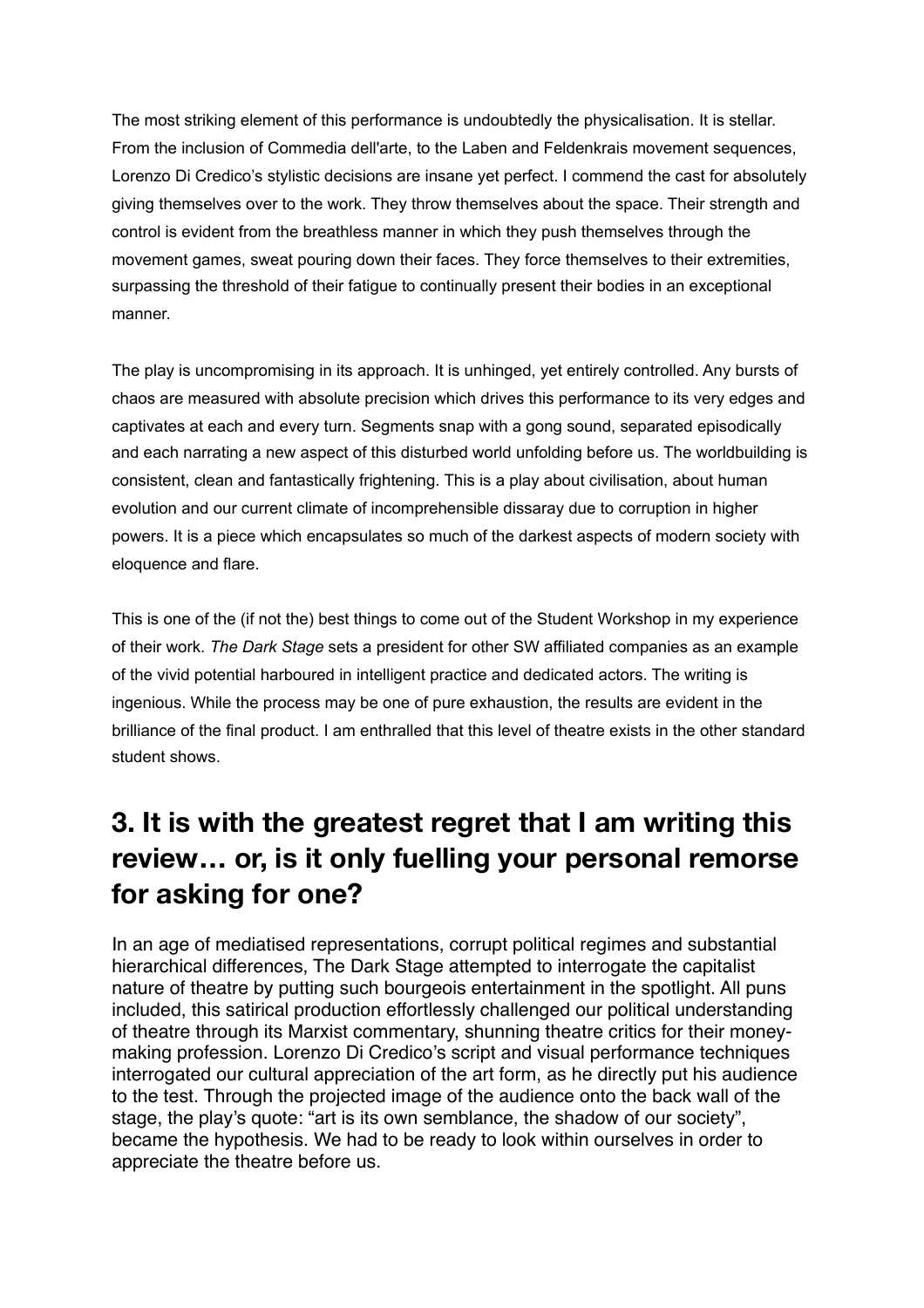The most striking element of this performance is undoubtedly the physicalisation. It is stellar. From the inclusion of Commedia dell'arte, to the Laben and Feldenkrais movement sequences, Lorenzo Di Credico's stylistic decisions are insane yet perfect. I commend the cast for absolutely giving themselves over to the work. They throw themselves about the space. Their strength and control is evident from the breathless manner in which they push themselves through the movement games, sweat pouring down their faces. They force themselves to their extremities, surpassing the threshold of their fatigue to continually present their bodies in an exceptional manner.

The play is uncompromising in its approach. It is unhinged, yet entirely controlled. Any bursts of chaos are measured with absolute precision which drives this performance to its very edges and captivates at each and every turn. Segments snap with a gong sound, separated episodically and each narrating a new aspect of this disturbed world unfolding before us. The worldbuilding is consistent, clean and fantastically frightening. This is a play about civilisation, about human evolution and our current climate of incomprehensible dissaray due to corruption in higher powers. It is a piece which encapsulates so much of the darkest aspects of modern society with eloquence and flare.

This is one of the (if not the) best things to come out of the Student Workshop in my experience of their work. *The Dark Stage* sets a president for other SW affiliated companies as an example of the vivid potential harboured in intelligent practice and dedicated actors. The writing is ingenious. While the process may be one of pure exhaustion, the results are evident in the brilliance of the final product. I am enthralled that this level of theatre exists in the other standard student shows.

## 3. It is with the greatest regret that I am writing this review… or, is it only fuelling your personal remorse for asking for one?

In an age of mediatised representations, corrupt political regimes and substantial hierarchical differences, The Dark Stage attempted to interrogate the capitalist nature of theatre by putting such bourgeois entertainment in the spotlight. All puns included, this satirical production effortlessly challenged our political understanding of theatre through its Marxist commentary, shunning theatre critics for their money-making profession. Lorenzo Di Credico's script and visual performance techniques interrogated our cultural appreciation of the art form, as he directly put his audience to the test. Through the projected image of the audience onto the back wall of the stage, the play's quote: "art is its own semblance, the shadow of our society", became the hypothesis. We had to be ready to look within ourselves in order to appreciate the theatre before us.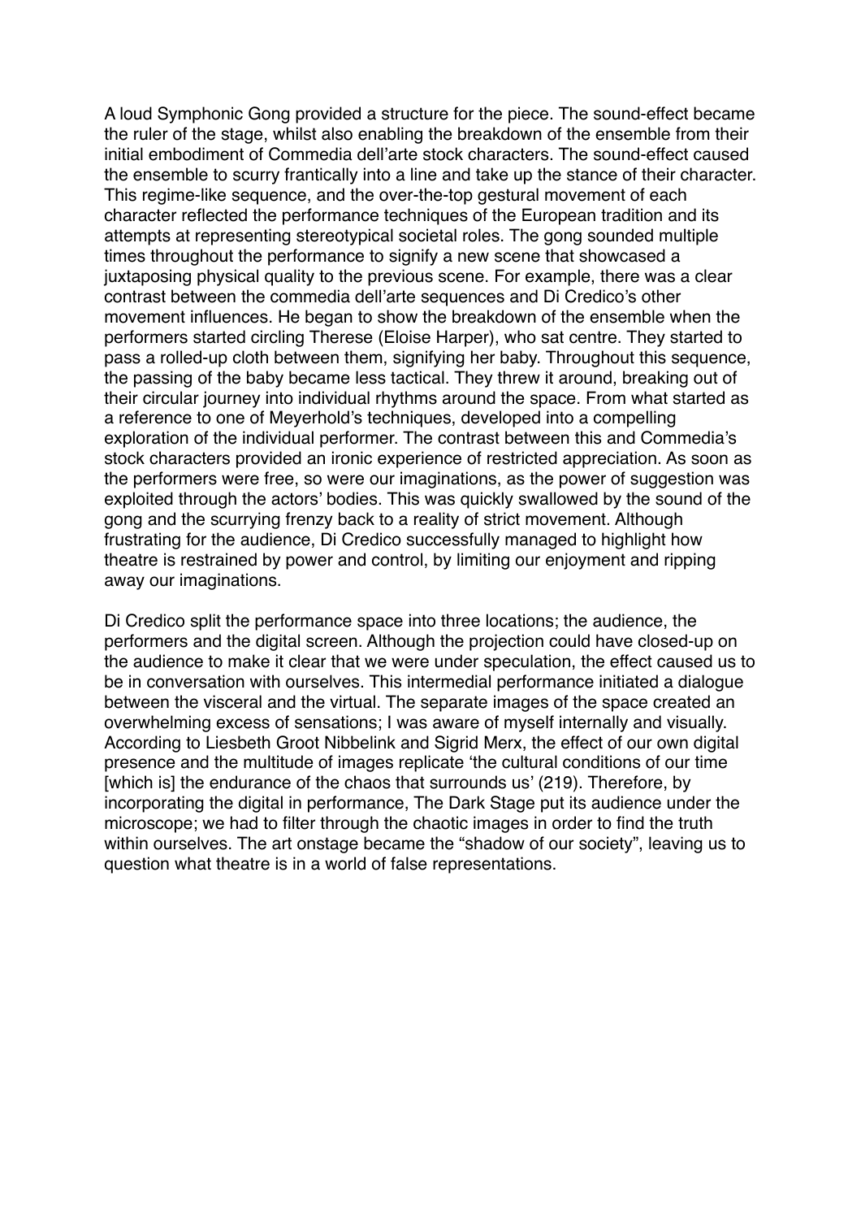A loud Symphonic Gong provided a structure for the piece. The sound-effect became the ruler of the stage, whilst also enabling the breakdown of the ensemble from their initial embodiment of Commedia dell'arte stock characters. The sound-effect caused the ensemble to scurry frantically into a line and take up the stance of their character. This regime-like sequence, and the over-the-top gestural movement of each character reflected the performance techniques of the European tradition and its attempts at representing stereotypical societal roles. The gong sounded multiple times throughout the performance to signify a new scene that showcased a juxtaposing physical quality to the previous scene. For example, there was a clear contrast between the commedia dell'arte sequences and Di Credico's other movement influences. He began to show the breakdown of the ensemble when the performers started circling Therese (Eloise Harper), who sat centre. They started to pass a rolled-up cloth between them, signifying her baby. Throughout this sequence, the passing of the baby became less tactical. They threw it around, breaking out of their circular journey into individual rhythms around the space. From what started as a reference to one of Meyerhold's techniques, developed into a compelling exploration of the individual performer. The contrast between this and Commedia's stock characters provided an ironic experience of restricted appreciation. As soon as the performers were free, so were our imaginations, as the power of suggestion was exploited through the actors' bodies. This was quickly swallowed by the sound of the gong and the scurrying frenzy back to a reality of strict movement. Although frustrating for the audience, Di Credico successfully managed to highlight how theatre is restrained by power and control, by limiting our enjoyment and ripping away our imaginations.

Di Credico split the performance space into three locations; the audience, the performers and the digital screen. Although the projection could have closed-up on the audience to make it clear that we were under speculation, the effect caused us to be in conversation with ourselves. This intermedial performance initiated a dialogue between the visceral and the virtual. The separate images of the space created an overwhelming excess of sensations; I was aware of myself internally and visually. According to Liesbeth Groot Nibbelink and Sigrid Merx, the effect of our own digital presence and the multitude of images replicate 'the cultural conditions of our time [which is] the endurance of the chaos that surrounds us' (219). Therefore, by incorporating the digital in performance, The Dark Stage put its audience under the microscope; we had to filter through the chaotic images in order to find the truth within ourselves. The art onstage became the "shadow of our society", leaving us to question what theatre is in a world of false representations.